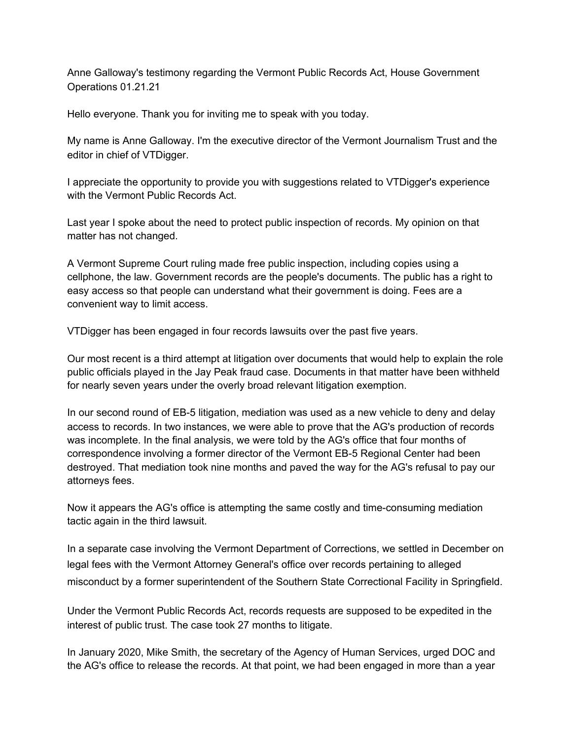Anne Galloway's testimony regarding the Vermont Public Records Act, House Government Operations 01.21.21

Hello everyone. Thank you for inviting me to speak with you today.

My name is Anne Galloway. I'm the executive director of the Vermont Journalism Trust and the editor in chief of VTDigger.

I appreciate the opportunity to provide you with suggestions related to VTDigger's experience with the Vermont Public Records Act.

Last year I spoke about the need to protect public inspection of records. My opinion on that matter has not changed.

A Vermont Supreme Court ruling made free public inspection, including copies using a cellphone, the law. Government records are the people's documents. The public has a right to easy access so that people can understand what their government is doing. Fees are a convenient way to limit access.

VTDigger has been engaged in four records lawsuits over the past five years.

Our most recent is a third attempt at litigation over documents that would help to explain the role public officials played in the Jay Peak fraud case. Documents in that matter have been withheld for nearly seven years under the overly broad relevant litigation exemption.

In our second round of EB-5 litigation, mediation was used as a new vehicle to deny and delay access to records. In two instances, we were able to prove that the AG's production of records was incomplete. In the final analysis, we were told by the AG's office that four months of correspondence involving a former director of the Vermont EB-5 Regional Center had been destroyed. That mediation took nine months and paved the way for the AG's refusal to pay our attorneys fees.

Now it appears the AG's office is attempting the same costly and time-consuming mediation tactic again in the third lawsuit.

In a separate case involving the Vermont Department of Corrections, we settled in December on legal fees with the Vermont Attorney General's office over records pertaining to alleged misconduct by a former superintendent of the Southern State Correctional Facility in Springfield.

Under the Vermont Public Records Act, records requests are supposed to be expedited in the interest of public trust. The case took 27 months to litigate.

In January 2020, Mike Smith, the secretary of the Agency of Human Services, urged DOC and the AG's office to release the records. At that point, we had been engaged in more than a year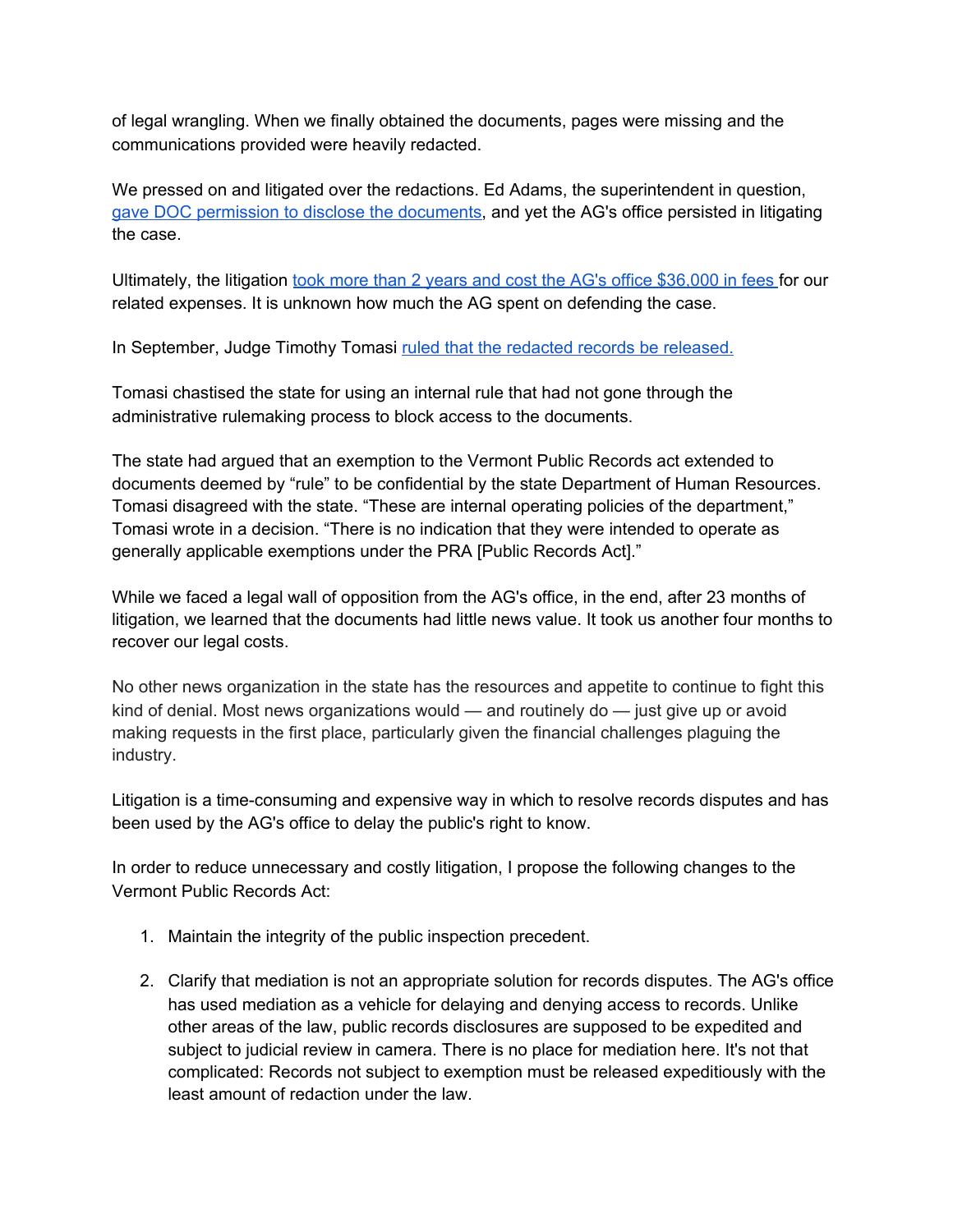of legal wrangling. When we finally obtained the documents, pages were missing and the communications provided were heavily redacted.

We pressed on and litigated over the redactions. Ed Adams, the superintendent in question, gave DOC permission to disclose the documents, and yet the AG's office persisted in litigating the case.

Ultimately, the litigation took more than 2 years and cost the AG's office $36,000 in fees for our related expenses. It is unknown how much the AG spent on defending the case.

In September, Judge Timothy Tomasi ruled that the redacted records be released.

Tomasi chastised the state for using an internal rule that had not gone through the administrative rulemaking process to block access to the documents.

The state had argued that an exemption to the Vermont Public Records act extended to documents deemed by "rule" to be confidential by the state Department of Human Resources. Tomasi disagreed with the state. "These are internal operating policies of the department," Tomasi wrote in a decision. "There is no indication that they were intended to operate as generally applicable exemptions under the PRA [Public Records Act]."

While we faced a legal wall of opposition from the AG's office, in the end, after 23 months of litigation, we learned that the documents had little news value. It took us another four months to recover our legal costs.

No other news organization in the state has the resources and appetite to continue to fight this kind of denial. Most news organizations would — and routinely do — just give up or avoid making requests in the first place, particularly given the financial challenges plaguing the industry.

Litigation is a time-consuming and expensive way in which to resolve records disputes and has been used by the AG's office to delay the public's right to know.

In order to reduce unnecessary and costly litigation, I propose the following changes to the Vermont Public Records Act:

1. Maintain the integrity of the public inspection precedent.

2. Clarify that mediation is not an appropriate solution for records disputes. The AG's office has used mediation as a vehicle for delaying and denying access to records. Unlike other areas of the law, public records disclosures are supposed to be expedited and subject to judicial review in camera. There is no place for mediation here. It's not that complicated: Records not subject to exemption must be released expeditiously with the least amount of redaction under the law.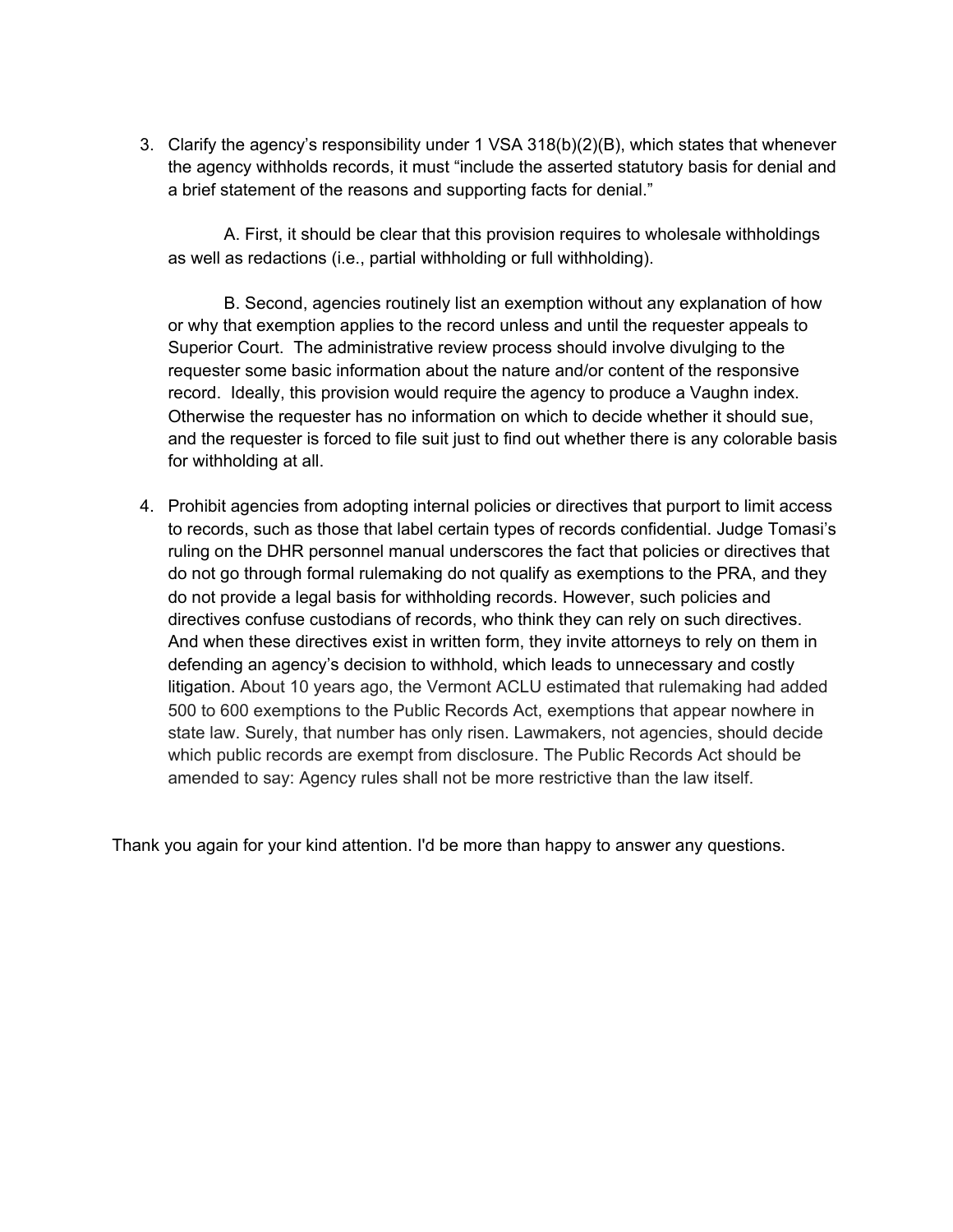3. Clarify the agency's responsibility under 1 VSA 318(b)(2)(B), which states that whenever the agency withholds records, it must "include the asserted statutory basis for denial and a brief statement of the reasons and supporting facts for denial."

   A. First, it should be clear that this provision requires to wholesale withholdings as well as redactions (i.e., partial withholding or full withholding).

   B. Second, agencies routinely list an exemption without any explanation of how or why that exemption applies to the record unless and until the requester appeals to Superior Court. The administrative review process should involve divulging to the requester some basic information about the nature and/or content of the responsive record. Ideally, this provision would require the agency to produce a Vaughn index. Otherwise the requester has no information on which to decide whether it should sue, and the requester is forced to file suit just to find out whether there is any colorable basis for withholding at all.

4. Prohibit agencies from adopting internal policies or directives that purport to limit access to records, such as those that label certain types of records confidential. Judge Tomasi's ruling on the DHR personnel manual underscores the fact that policies or directives that do not go through formal rulemaking do not qualify as exemptions to the PRA, and they do not provide a legal basis for withholding records. However, such policies and directives confuse custodians of records, who think they can rely on such directives. And when these directives exist in written form, they invite attorneys to rely on them in defending an agency's decision to withhold, which leads to unnecessary and costly litigation. About 10 years ago, the Vermont ACLU estimated that rulemaking had added 500 to 600 exemptions to the Public Records Act, exemptions that appear nowhere in state law. Surely, that number has only risen. Lawmakers, not agencies, should decide which public records are exempt from disclosure. The Public Records Act should be amended to say: Agency rules shall not be more restrictive than the law itself.

Thank you again for your kind attention. I'd be more than happy to answer any questions.